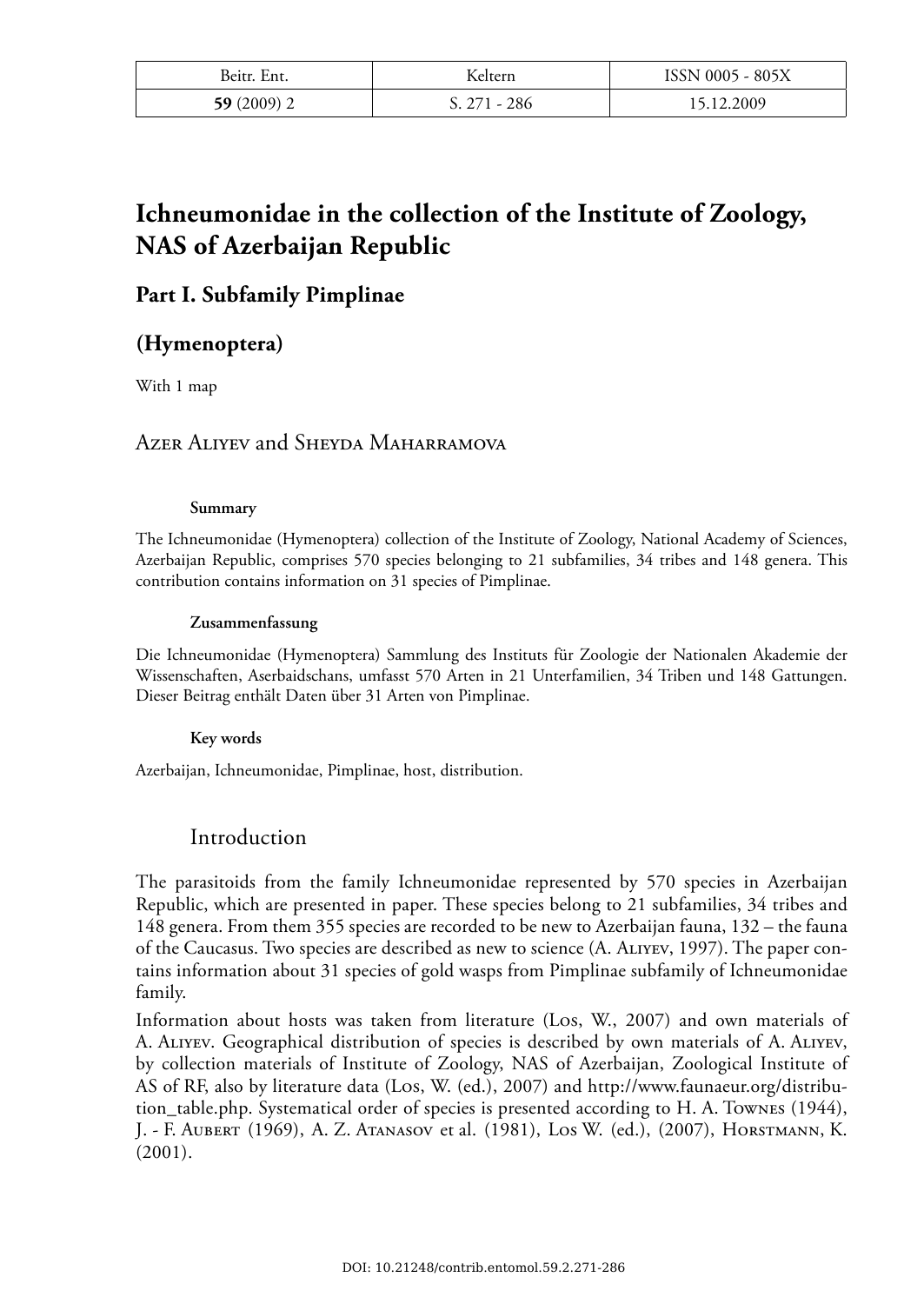# Ichneumonidae in the collection of the Institute of Zoology, NAS of Azerbaijan Republic

## Part I. Subfamily Pimplinae

## (Hymenoptera)

With 1 map

Azer Aliyev and Sheyda Maharramova

#### Summary

The Ichneumonidae (Hymenoptera) collection of the Institute of Zoology, National Academy of Sciences, Azerbaijan Republic, comprises 570 species belonging to 21 subfamilies, 34 tribes and 148 genera. This contribution contains information on 31 species of Pimplinae.

#### Zusammenfassung

Die Ichneumonidae (Hymenoptera) Sammlung des Instituts für Zoologie der Nationalen Akademie der Wissenschaften, Aserbaidschans, umfasst 570 Arten in 21 Unterfamilien, 34 Triben und 148 Gattungen. Dieser Beitrag enthält Daten über 31 Arten von Pimplinae.

#### Key words

Azerbaijan, Ichneumonidae, Pimplinae, host, distribution.

## Introduction

The parasitoids from the family Ichneumonidae represented by 570 species in Azerbaijan Republic, which are presented in paper. These species belong to 21 subfamilies, 34 tribes and 148 genera. From them 355 species are recorded to be new to Azerbaijan fauna, 132 – the fauna of the Caucasus. Two species are described as new to science (A. Aliyev, 1997). The paper contains information about 31 species of gold wasps from Pimplinae subfamily of Ichneumonidae family.

Information about hosts was taken from literature (Los, W., 2007) and own materials of A. Aliyev. Geographical distribution of species is described by own materials of A. Aliyev, by collection materials of Institute of Zoology, NAS of Azerbaijan, Zoological Institute of AS of RF, also by literature data (Los, W. (ed.), 2007) and http://www.faunaeur.org/distribution_table.php. Systematical order of species is presented according to H. A. Townes (1944), J. - F. Aubert (1969), A. Z. Atanasov et al. (1981), Los W. (ed.), (2007), Horstmann, K. (2001).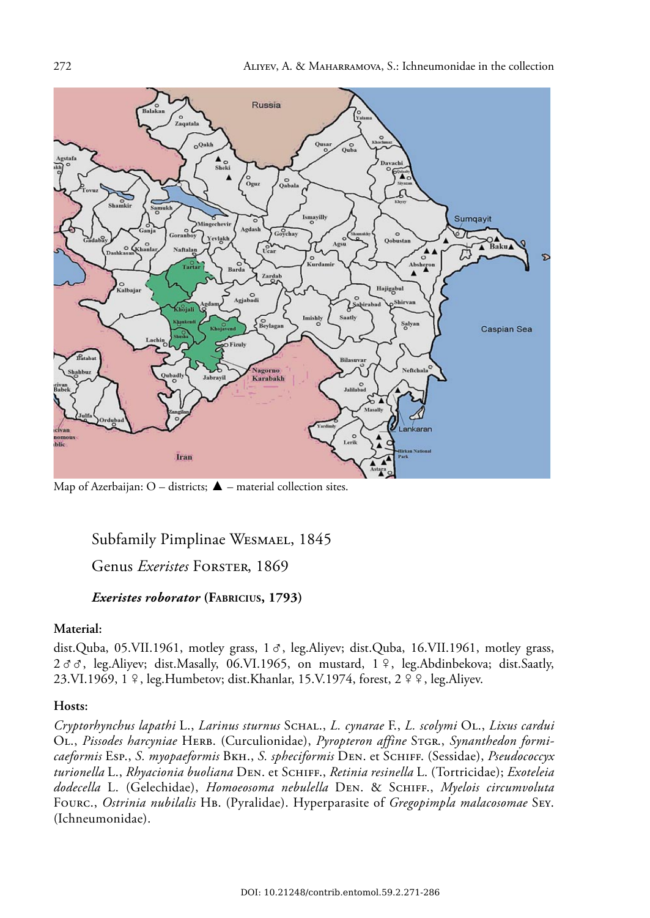Map of Azerbaijan: O – districts; ▲ – material collection sites.

## Subfamily Pimplinae Wesmael, 1845

### Genus *Exeristes* Forster, 1869

#### ***Exeristes roborator*** **(Fabricius, 1793)**

**Material:**

dist.Quba, 05.VII.1961, motley grass, 1 ♂, leg.Aliyev; dist.Quba, 16.VII.1961, motley grass, 2 ♂♂, leg.Aliyev; dist.Masally, 06.VI.1965, on mustard, 1 ♀, leg.Abdinbekova; dist.Saatly, 23.VI.1969, 1 ♀, leg.Humbetov; dist.Khanlar, 15.V.1974, forest, 2 ♀♀, leg.Aliyev.

**Hosts:**

*Cryptorhynchus lapathi* L., *Larinus sturnus* Schal., *L. cynarae* F., *L. scolymi* Ol., *Lixus cardui* Ol., *Pissodes harcyniae* Herb. (Curculionidae), *Pyropteron affine* Stgr., *Synanthedon formicaeformis* Esp., *S. myopaeformis* Bkh., *S. spheciformis* Den. et Schiff. (Sessidae), *Pseudococcyx turionella* L., *Rhyacionia buoliana* Den. et Schiff., *Retinia resinella* L. (Tortricidae); *Exoteleia dodecella* L. (Gelechidae), *Homoeosoma nebulella* Den. & Schiff., *Myelois circumvoluta* Fourc., *Ostrinia nubilalis* Hb. (Pyralidae). Hyperparasite of *Gregopimpla malacosomae* Sey. (Ichneumonidae).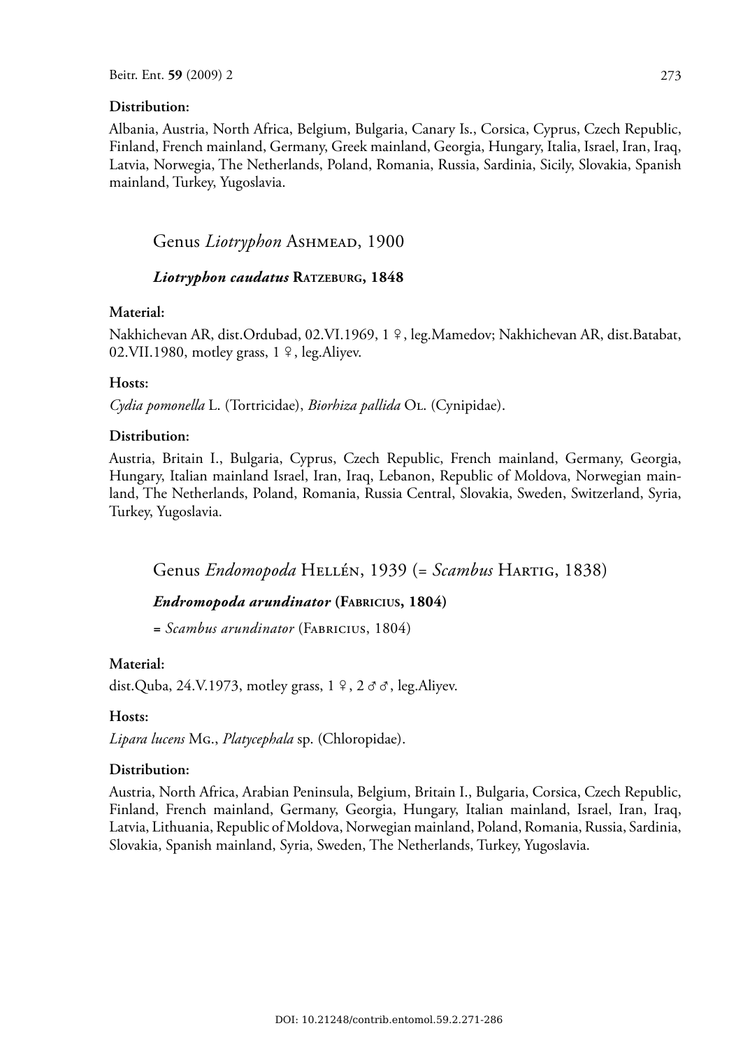**Distribution:**

Albania, Austria, North Africa, Belgium, Bulgaria, Canary Is., Corsica, Cyprus, Czech Republic, Finland, French mainland, Germany, Greek mainland, Georgia, Hungary, Italia, Israel, Iran, Iraq, Latvia, Norwegia, The Netherlands, Poland, Romania, Russia, Sardinia, Sicily, Slovakia, Spanish mainland, Turkey, Yugoslavia.

## Genus *Liotryphon* Ashmead, 1900

### *Liotryphon caudatus* **Ratzeburg, 1848**

**Material:**

Nakhichevan AR, dist.Ordubad, 02.VI.1969, 1 ♀, leg.Mamedov; Nakhichevan AR, dist.Batabat, 02.VII.1980, motley grass, 1 ♀, leg.Aliyev.

**Hosts:**

*Cydia pomonella* L. (Tortricidae), *Biorhiza pallida* Ol. (Cynipidae).

**Distribution:**

Austria, Britain I., Bulgaria, Cyprus, Czech Republic, French mainland, Germany, Georgia, Hungary, Italian mainland Israel, Iran, Iraq, Lebanon, Republic of Moldova, Norwegian mainland, The Netherlands, Poland, Romania, Russia Central, Slovakia, Sweden, Switzerland, Syria, Turkey, Yugoslavia.

## Genus *Endomopoda* Hellén, 1939 (= *Scambus* Hartig, 1838)

### *Endromopoda arundinator* **(Fabricius, 1804)**

= *Scambus arundinator* (Fabricius, 1804)

**Material:**

dist.Quba, 24.V.1973, motley grass, 1 ♀, 2 ♂♂, leg.Aliyev.

**Hosts:**

*Lipara lucens* Mg., *Platycephala* sp. (Chloropidae).

**Distribution:**

Austria, North Africa, Arabian Peninsula, Belgium, Britain I., Bulgaria, Corsica, Czech Republic, Finland, French mainland, Germany, Georgia, Hungary, Italian mainland, Israel, Iran, Iraq, Latvia, Lithuania, Republic of Moldova, Norwegian mainland, Poland, Romania, Russia, Sardinia, Slovakia, Spanish mainland, Syria, Sweden, The Netherlands, Turkey, Yugoslavia.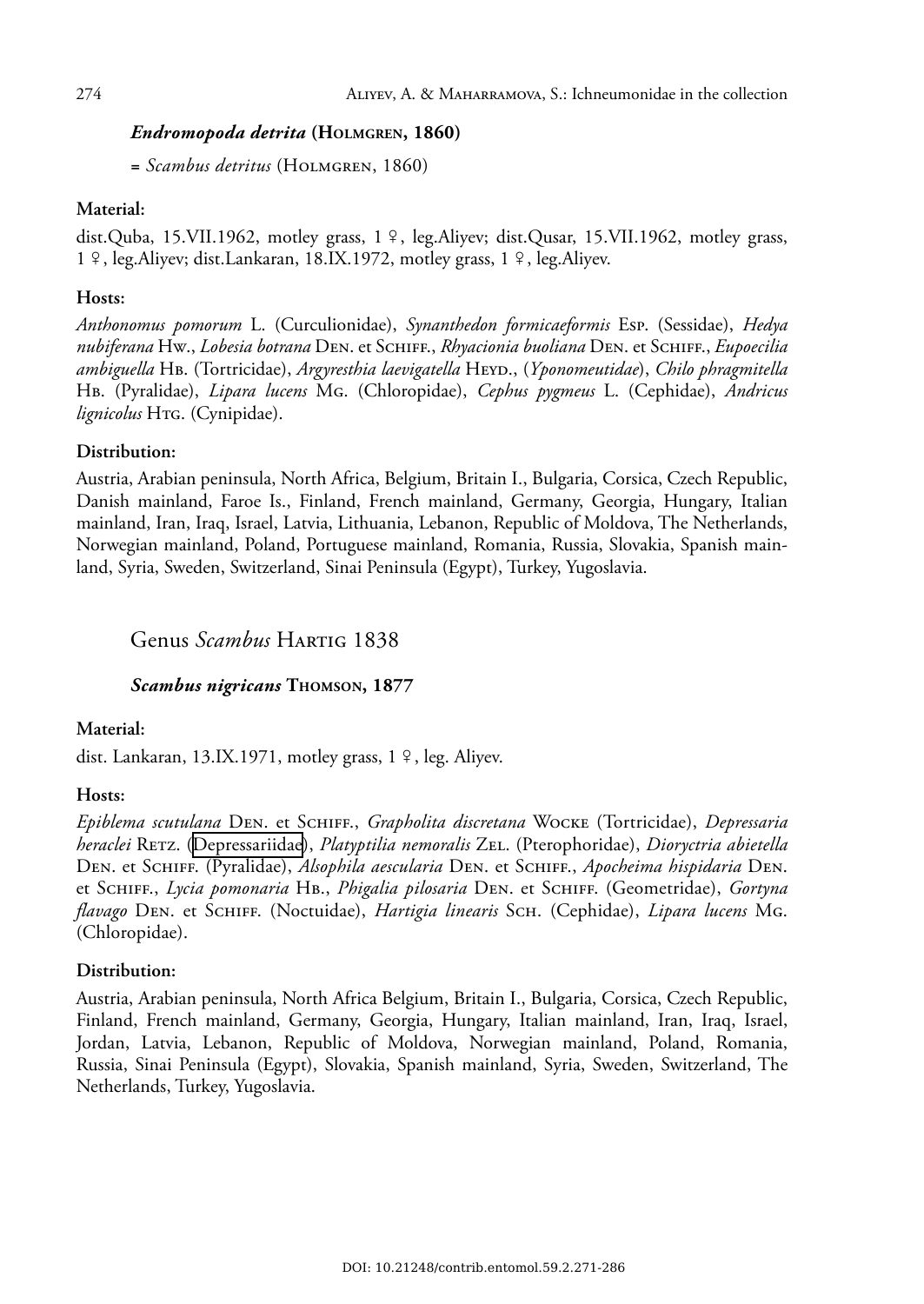### *Endromopoda detrita* (Holmgren, 1860)

= *Scambus detritus* (Holmgren, 1860)

**Material:**

dist.Quba, 15.VII.1962, motley grass, 1 ♀, leg.Aliyev; dist.Qusar, 15.VII.1962, motley grass, 1 ♀, leg.Aliyev; dist.Lankaran, 18.IX.1972, motley grass, 1 ♀, leg.Aliyev.

**Hosts:**

*Anthonomus pomorum* L. (Curculionidae), *Synanthedon formicaeformis* Esp. (Sessidae), *Hedya nubiferana* Hw., *Lobesia botrana* Den. et Schiff., *Rhyacionia buoliana* Den. et Schiff., *Eupoecilia ambiguella* Hb. (Tortricidae), *Argyresthia laevigatella* Heyd., (*Yponomeutidae*), *Chilo phragmitella* Hb. (Pyralidae), *Lipara lucens* Mg. (Chloropidae), *Cephus pygmeus* L. (Cephidae), *Andricus lignicolus* Htg. (Cynipidae).

**Distribution:**

Austria, Arabian peninsula, North Africa, Belgium, Britain I., Bulgaria, Corsica, Czech Republic, Danish mainland, Faroe Is., Finland, French mainland, Germany, Georgia, Hungary, Italian mainland, Iran, Iraq, Israel, Latvia, Lithuania, Lebanon, Republic of Moldova, The Netherlands, Norwegian mainland, Poland, Portuguese mainland, Romania, Russia, Slovakia, Spanish mainland, Syria, Sweden, Switzerland, Sinai Peninsula (Egypt), Turkey, Yugoslavia.

## Genus *Scambus* Hartig 1838

### *Scambus nigricans* Thomson, 1877

**Material:**

dist. Lankaran, 13.IX.1971, motley grass, 1 ♀, leg. Aliyev.

**Hosts:**

*Epiblema scutulana* Den. et Schiff., *Grapholita discretana* Wocke (Tortricidae), *Depressaria heraclei* Retz. (Depressariidae), *Platyptilia nemoralis* Zel. (Pterophoridae), *Dioryctria abietella* Den. et Schiff. (Pyralidae), *Alsophila aescularia* Den. et Schiff., *Apocheima hispidaria* Den. et Schiff., *Lycia pomonaria* Hb., *Phigalia pilosaria* Den. et Schiff. (Geometridae), *Gortyna flavago* Den. et Schiff. (Noctuidae), *Hartigia linearis* Sch. (Cephidae), *Lipara lucens* Mg. (Chloropidae).

**Distribution:**

Austria, Arabian peninsula, North Africa Belgium, Britain I., Bulgaria, Corsica, Czech Republic, Finland, French mainland, Germany, Georgia, Hungary, Italian mainland, Iran, Iraq, Israel, Jordan, Latvia, Lebanon, Republic of Moldova, Norwegian mainland, Poland, Romania, Russia, Sinai Peninsula (Egypt), Slovakia, Spanish mainland, Syria, Sweden, Switzerland, The Netherlands, Turkey, Yugoslavia.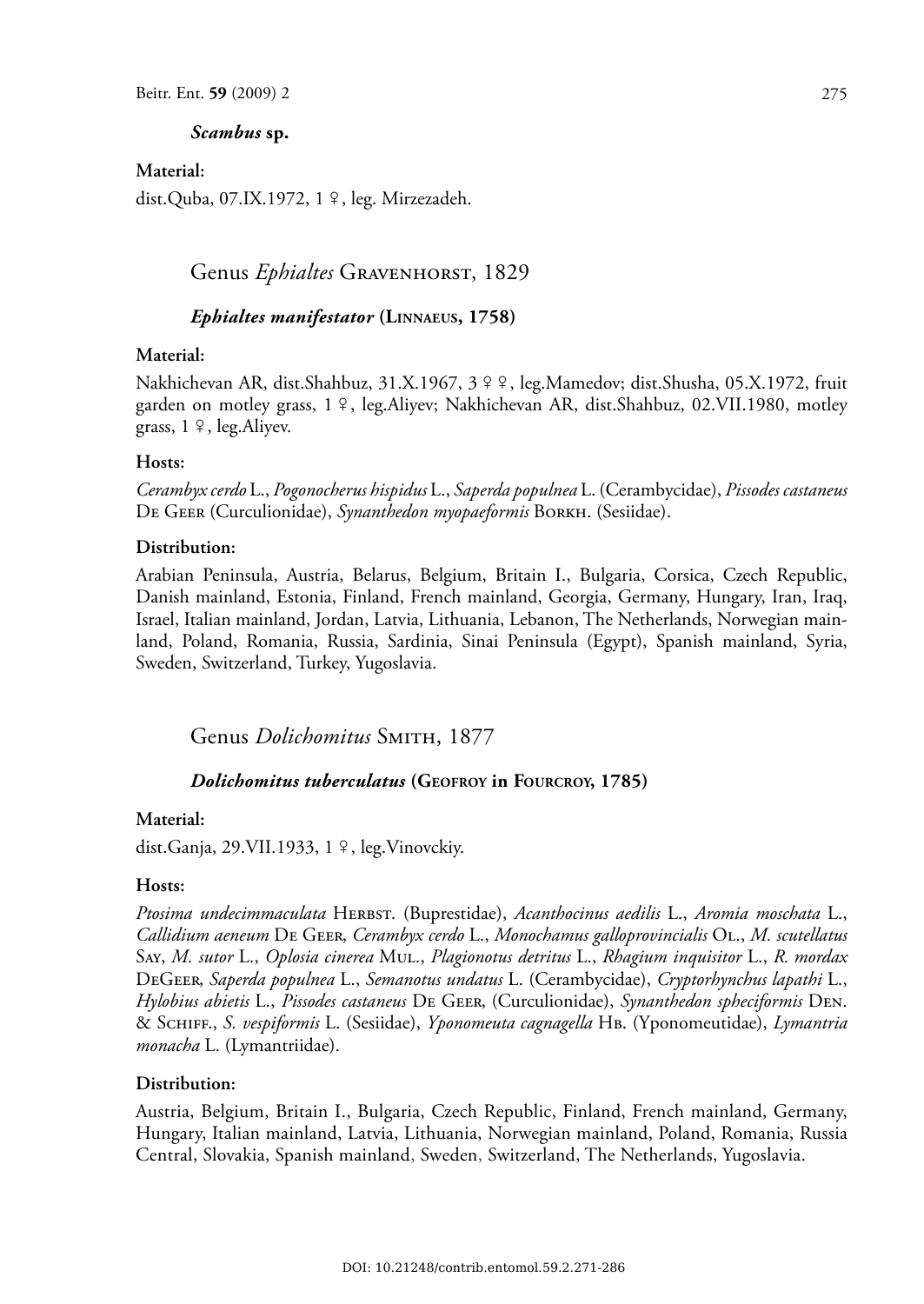***Scambus* sp.**

**Material:**

dist.Quba, 07.IX.1972, 1 ♀, leg. Mirzezadeh.

## Genus *Ephialtes* Gravenhorst, 1829

### *Ephialtes manifestator* (Linnaeus, 1758)

**Material:**

Nakhichevan AR, dist.Shahbuz, 31.X.1967, 3 ♀♀, leg.Mamedov; dist.Shusha, 05.X.1972, fruit garden on motley grass, 1 ♀, leg.Aliyev; Nakhichevan AR, dist.Shahbuz, 02.VII.1980, motley grass, 1 ♀, leg.Aliyev.

**Hosts:**

*Cerambyx cerdo* L., *Pogonocherus hispidus* L., *Saperda populnea* L. (Cerambycidae), *Pissodes castaneus* De Geer (Curculionidae), *Synanthedon myopaeformis* Borkh. (Sesiidae).

**Distribution:**

Arabian Peninsula, Austria, Belarus, Belgium, Britain I., Bulgaria, Corsica, Czech Republic, Danish mainland, Estonia, Finland, French mainland, Georgia, Germany, Hungary, Iran, Iraq, Israel, Italian mainland, Jordan, Latvia, Lithuania, Lebanon, The Netherlands, Norwegian mainland, Poland, Romania, Russia, Sardinia, Sinai Peninsula (Egypt), Spanish mainland, Syria, Sweden, Switzerland, Turkey, Yugoslavia.

## Genus *Dolichomitus* Smith, 1877

### *Dolichomitus tuberculatus* (Geofroy in Fourcroy, 1785)

**Material:**

dist.Ganja, 29.VII.1933, 1 ♀, leg.Vinovckiy.

**Hosts:**

*Ptosima undecimmaculata* Herbst. (Buprestidae), *Acanthocinus aedilis* L., *Aromia moschata* L., *Callidium aeneum* De Geer, *Cerambyx cerdo* L., *Monochamus galloprovincialis* Ol., *M. scutellatus* Say, *M. sutor* L., *Oplosia cinerea* Mul., *Plagionotus detritus* L., *Rhagium inquisitor* L., *R. mordax* DeGeer, *Saperda populnea* L., *Semanotus undatus* L. (Cerambycidae), *Cryptorhynchus lapathi* L., *Hylobius abietis* L., *Pissodes castaneus* De Geer, (Curculionidae), *Synanthedon spheciformis* Den. & Schiff., *S. vespiformis* L. (Sesiidae), *Yponomeuta cagnagella* Hb. (Yponomeutidae), *Lymantria monacha* L. (Lymantriidae).

**Distribution:**

Austria, Belgium, Britain I., Bulgaria, Czech Republic, Finland, French mainland, Germany, Hungary, Italian mainland, Latvia, Lithuania, Norwegian mainland, Poland, Romania, Russia Central, Slovakia, Spanish mainland, Sweden, Switzerland, The Netherlands, Yugoslavia.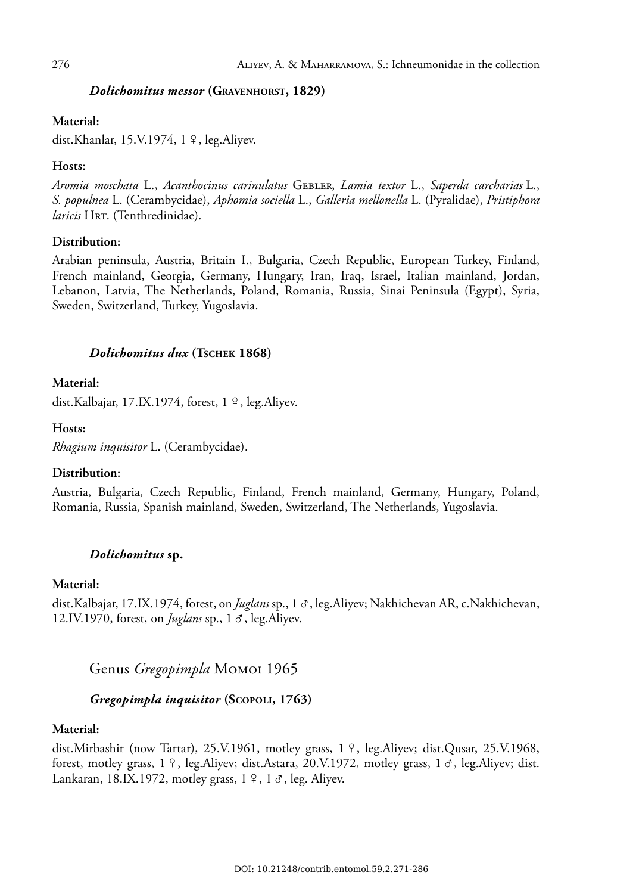### *Dolichomitus messor* (Gravenhorst, 1829)

**Material:**

dist.Khanlar, 15.V.1974, 1 ♀, leg.Aliyev.

**Hosts:**

*Aromia moschata* L., *Acanthocinus carinulatus* Gebler, *Lamia textor* L., *Saperda carcharias* L., *S. populnea* L. (Cerambycidae), *Aphomia sociella* L., *Galleria mellonella* L. (Pyralidae), *Pristiphora laricis* Hrt. (Tenthredinidae).

**Distribution:**

Arabian peninsula, Austria, Britain I., Bulgaria, Czech Republic, European Turkey, Finland, French mainland, Georgia, Germany, Hungary, Iran, Iraq, Israel, Italian mainland, Jordan, Lebanon, Latvia, The Netherlands, Poland, Romania, Russia, Sinai Peninsula (Egypt), Syria, Sweden, Switzerland, Turkey, Yugoslavia.

### *Dolichomitus dux* (Tschek 1868)

**Material:**

dist.Kalbajar, 17.IX.1974, forest, 1 ♀, leg.Aliyev.

**Hosts:**

*Rhagium inquisitor* L. (Cerambycidae).

**Distribution:**

Austria, Bulgaria, Czech Republic, Finland, French mainland, Germany, Hungary, Poland, Romania, Russia, Spanish mainland, Sweden, Switzerland, The Netherlands, Yugoslavia.

### *Dolichomitus* sp.

**Material:**

dist.Kalbajar, 17.IX.1974, forest, on *Juglans* sp., 1 ♂, leg.Aliyev; Nakhichevan AR, c.Nakhichevan, 12.IV.1970, forest, on *Juglans* sp., 1 ♂, leg.Aliyev.

## Genus *Gregopimpla* Momoi 1965

### *Gregopimpla inquisitor* (Scopoli, 1763)

**Material:**

dist.Mirbashir (now Tartar), 25.V.1961, motley grass, 1 ♀, leg.Aliyev; dist.Qusar, 25.V.1968, forest, motley grass, 1 ♀, leg.Aliyev; dist.Astara, 20.V.1972, motley grass, 1 ♂, leg.Aliyev; dist. Lankaran, 18.IX.1972, motley grass, 1 ♀, 1 ♂, leg. Aliyev.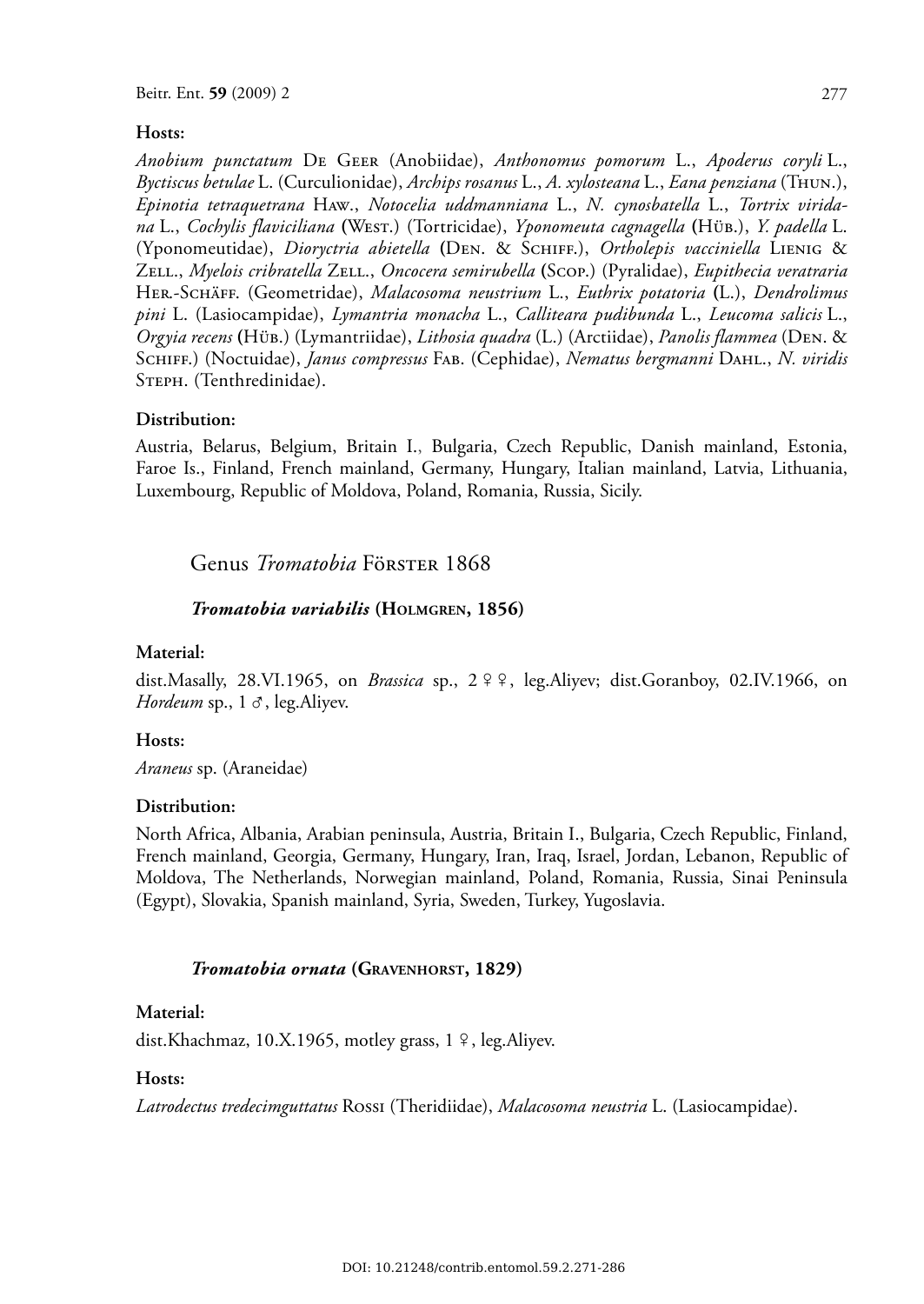**Hosts:**

*Anobium punctatum* De Geer (Anobiidae), *Anthonomus pomorum* L., *Apoderus coryli* L., *Byctiscus betulae* L. (Curculionidae), *Archips rosanus* L., *A. xylosteana* L., *Eana penziana* (Thun.), *Epinotia tetraquetrana* Haw., *Notocelia uddmanniana* L., *N. cynosbatella* L., *Tortrix viridana* L., *Cochylis flaviciliana* (West.) (Tortricidae), *Yponomeuta cagnagella* (Hüb.), *Y. padella* L. (Yponomeutidae), *Dioryctria abietella* (Den. & Schiff.), *Ortholepis vacciniella* Lienig & Zell., *Myelois cribratella* Zell., *Oncocera semirubella* (Scop.) (Pyralidae), *Eupithecia veratraria* Her.-Schäff. (Geometridae), *Malacosoma neustrium* L., *Euthrix potatoria* (L.), *Dendrolimus pini* L. (Lasiocampidae), *Lymantria monacha* L., *Calliteara pudibunda* L., *Leucoma salicis* L., *Orgyia recens* (Hüb.) (Lymantriidae), *Lithosia quadra* (L.) (Arctiidae), *Panolis flammea* (Den. & Schiff.) (Noctuidae), *Janus compressus* Fab. (Cephidae), *Nematus bergmanni* Dahl., *N. viridis* Steph. (Tenthredinidae).

**Distribution:**

Austria, Belarus, Belgium, Britain I., Bulgaria, Czech Republic, Danish mainland, Estonia, Faroe Is., Finland, French mainland, Germany, Hungary, Italian mainland, Latvia, Lithuania, Luxembourg, Republic of Moldova, Poland, Romania, Russia, Sicily.

## Genus *Tromatobia* Förster 1868

### *Tromatobia variabilis* (Holmgren, 1856)

**Material:**

dist.Masally, 28.VI.1965, on *Brassica* sp., 2 ♀♀, leg.Aliyev; dist.Goranboy, 02.IV.1966, on *Hordeum* sp., 1 ♂, leg.Aliyev.

**Hosts:**

*Araneus* sp. (Araneidae)

**Distribution:**

North Africa, Albania, Arabian peninsula, Austria, Britain I., Bulgaria, Czech Republic, Finland, French mainland, Georgia, Germany, Hungary, Iran, Iraq, Israel, Jordan, Lebanon, Republic of Moldova, The Netherlands, Norwegian mainland, Poland, Romania, Russia, Sinai Peninsula (Egypt), Slovakia, Spanish mainland, Syria, Sweden, Turkey, Yugoslavia.

### *Tromatobia ornata* (Gravenhorst, 1829)

**Material:**

dist.Khachmaz, 10.X.1965, motley grass, 1 ♀, leg.Aliyev.

**Hosts:**

*Latrodectus tredecimguttatus* Rossi (Theridiidae), *Malacosoma neustria* L. (Lasiocampidae).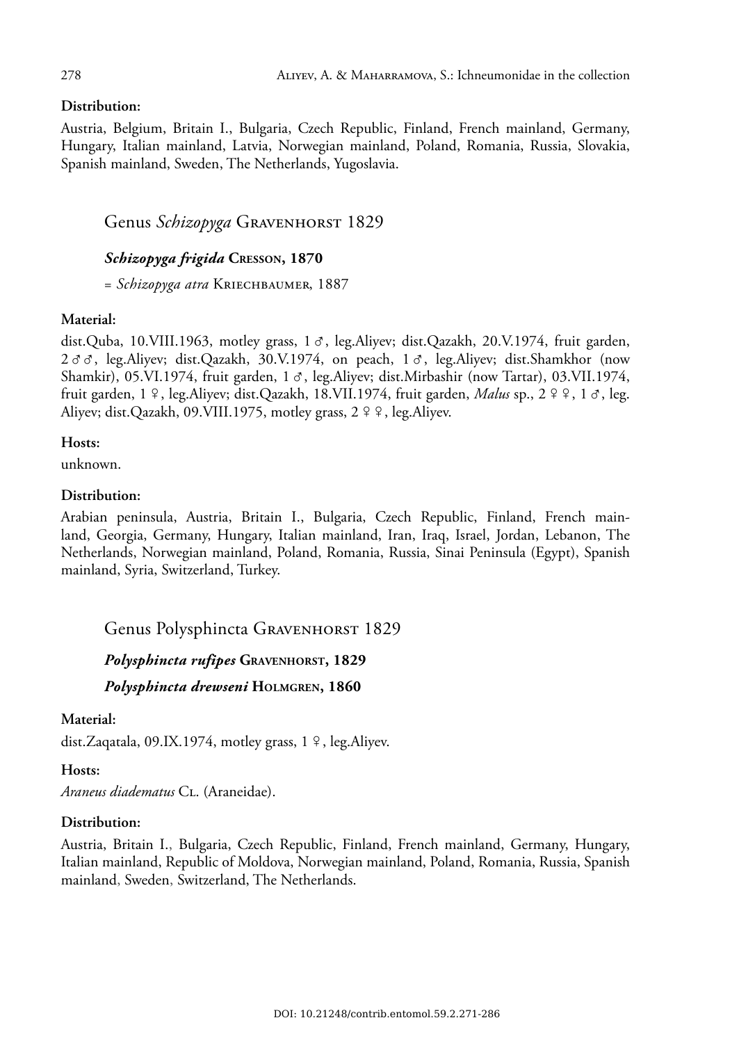**Distribution:**

Austria, Belgium, Britain I., Bulgaria, Czech Republic, Finland, French mainland, Germany, Hungary, Italian mainland, Latvia, Norwegian mainland, Poland, Romania, Russia, Slovakia, Spanish mainland, Sweden, The Netherlands, Yugoslavia.

## Genus *Schizopyga* Gravenhorst 1829

### *Schizopyga frigida* Cresson, 1870

= *Schizopyga atra* Kriechbaumer, 1887

**Material:**

dist.Quba, 10.VIII.1963, motley grass, 1 ♂, leg.Aliyev; dist.Qazakh, 20.V.1974, fruit garden, 2 ♂♂, leg.Aliyev; dist.Qazakh, 30.V.1974, on peach, 1 ♂, leg.Aliyev; dist.Shamkhor (now Shamkir), 05.VI.1974, fruit garden, 1 ♂, leg.Aliyev; dist.Mirbashir (now Tartar), 03.VII.1974, fruit garden, 1 ♀, leg.Aliyev; dist.Qazakh, 18.VII.1974, fruit garden, *Malus* sp., 2 ♀♀, 1 ♂, leg. Aliyev; dist.Qazakh, 09.VIII.1975, motley grass, 2 ♀♀, leg.Aliyev.

**Hosts:**

unknown.

**Distribution:**

Arabian peninsula, Austria, Britain I., Bulgaria, Czech Republic, Finland, French mainland, Georgia, Germany, Hungary, Italian mainland, Iran, Iraq, Israel, Jordan, Lebanon, The Netherlands, Norwegian mainland, Poland, Romania, Russia, Sinai Peninsula (Egypt), Spanish mainland, Syria, Switzerland, Turkey.

## Genus Polysphincta Gravenhorst 1829

### *Polysphincta rufipes* Gravenhorst, 1829

### *Polysphincta drewseni* Holmgren, 1860

**Material:**

dist.Zaqatala, 09.IX.1974, motley grass, 1 ♀, leg.Aliyev.

**Hosts:**

*Araneus diadematus* Cl. (Araneidae).

**Distribution:**

Austria, Britain I., Bulgaria, Czech Republic, Finland, French mainland, Germany, Hungary, Italian mainland, Republic of Moldova, Norwegian mainland, Poland, Romania, Russia, Spanish mainland, Sweden, Switzerland, The Netherlands.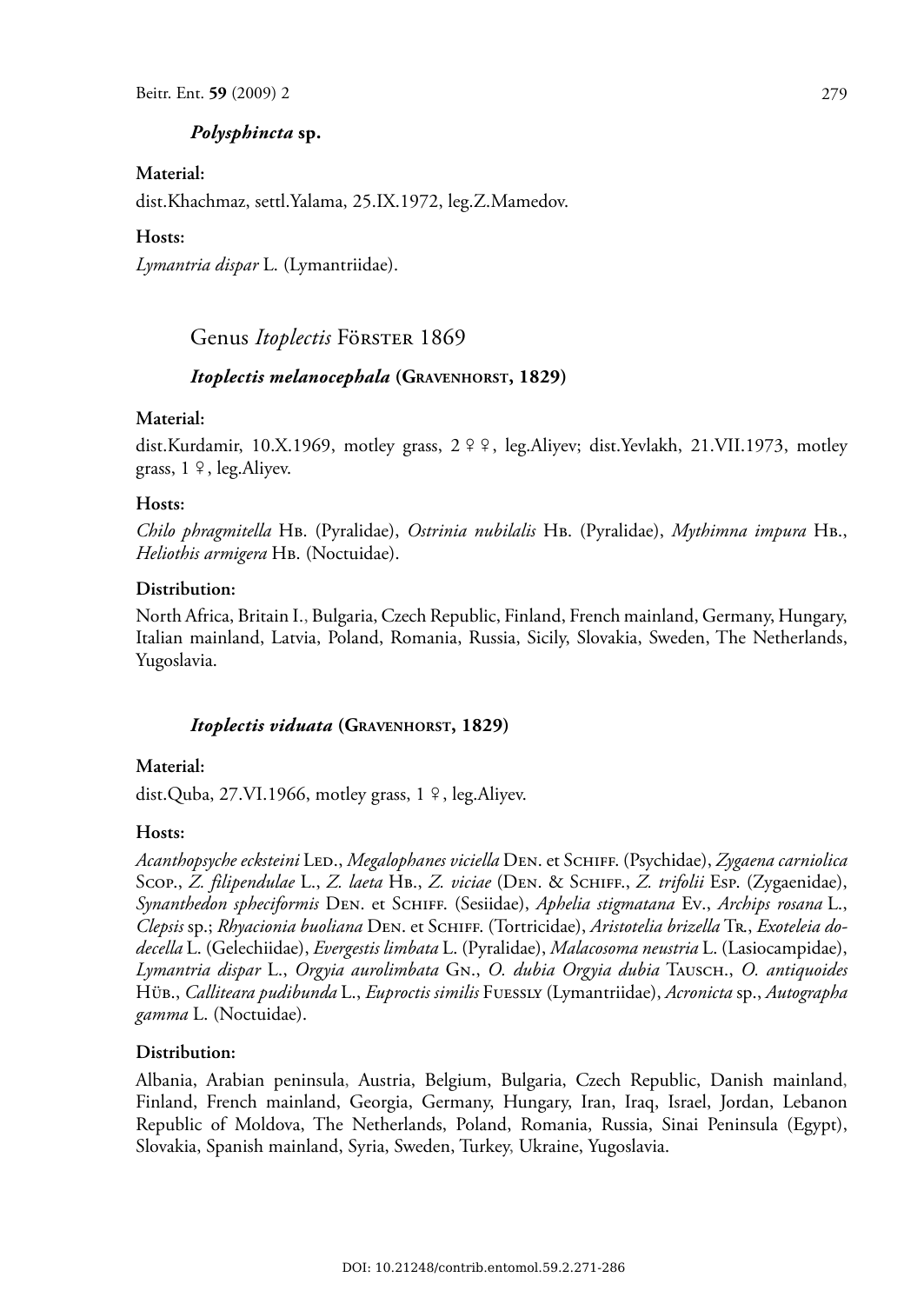### *Polysphincta* sp.

**Material:**

dist.Khachmaz, settl.Yalama, 25.IX.1972, leg.Z.Mamedov.

**Hosts:**

*Lymantria dispar* L. (Lymantriidae).

## Genus *Itoplectis* Förster 1869

### *Itoplectis melanocephala* (Gravenhorst, 1829)

**Material:**

dist.Kurdamir, 10.X.1969, motley grass, 2 ♀♀, leg.Aliyev; dist.Yevlakh, 21.VII.1973, motley grass, 1 ♀, leg.Aliyev.

**Hosts:**

*Chilo phragmitella* Hb. (Pyralidae), *Ostrinia nubilalis* Hb. (Pyralidae), *Mythimna impura* Hb., *Heliothis armigera* Hb. (Noctuidae).

**Distribution:**

North Africa, Britain I., Bulgaria, Czech Republic, Finland, French mainland, Germany, Hungary, Italian mainland, Latvia, Poland, Romania, Russia, Sicily, Slovakia, Sweden, The Netherlands, Yugoslavia.

### *Itoplectis viduata* (Gravenhorst, 1829)

**Material:**

dist.Quba, 27.VI.1966, motley grass, 1 ♀, leg.Aliyev.

**Hosts:**

*Acanthopsyche ecksteini* Led., *Megalophanes viciella* Den. et Schiff. (Psychidae), *Zygaena carniolica* Scop., *Z. filipendulae* L., *Z. laeta* Hb., *Z. viciae* (Den. & Schiff., *Z. trifolii* Esp. (Zygaenidae), *Synanthedon spheciformis* Den. et Schiff. (Sesiidae), *Aphelia stigmatana* Ev., *Archips rosana* L., *Clepsis* sp.; *Rhyacionia buoliana* Den. et Schiff. (Tortricidae), *Aristotelia brizella* Tr., *Exoteleia dodecella* L. (Gelechiidae), *Evergestis limbata* L. (Pyralidae), *Malacosoma neustria* L. (Lasiocampidae), *Lymantria dispar* L., *Orgyia aurolimbata* Gn., *O. dubia Orgyia dubia* Tausch., *O. antiquoides* Hüb., *Calliteara pudibunda* L., *Euproctis similis* Fuessly (Lymantriidae), *Acronicta* sp., *Autographa gamma* L. (Noctuidae).

**Distribution:**

Albania, Arabian peninsula, Austria, Belgium, Bulgaria, Czech Republic, Danish mainland, Finland, French mainland, Georgia, Germany, Hungary, Iran, Iraq, Israel, Jordan, Lebanon Republic of Moldova, The Netherlands, Poland, Romania, Russia, Sinai Peninsula (Egypt), Slovakia, Spanish mainland, Syria, Sweden, Turkey, Ukraine, Yugoslavia.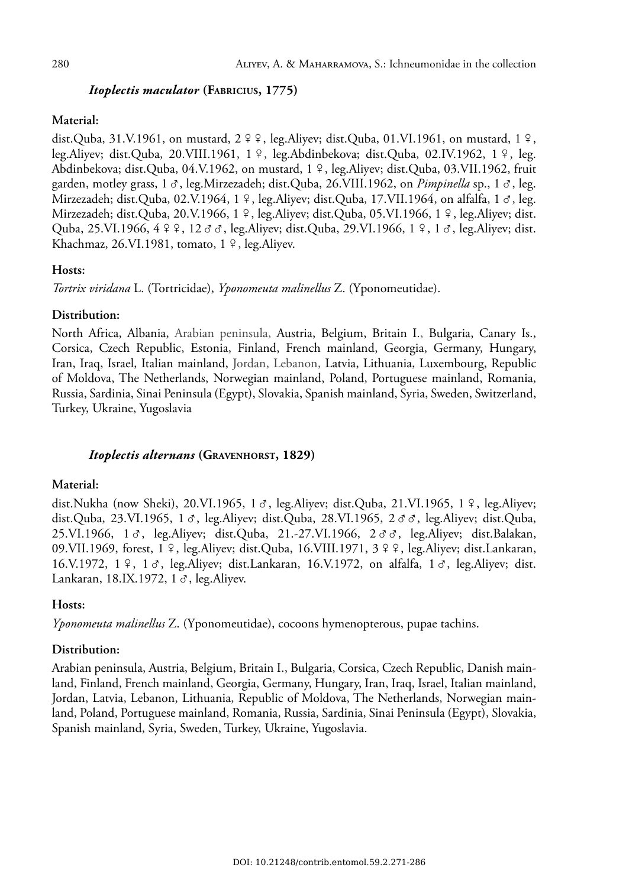### *Itoplectis maculator* (Fabricius, 1775)

**Material:**

dist.Quba, 31.V.1961, on mustard, 2 ♀♀, leg.Aliyev; dist.Quba, 01.VI.1961, on mustard, 1 ♀, leg.Aliyev; dist.Quba, 20.VIII.1961, 1 ♀, leg.Abdinbekova; dist.Quba, 02.IV.1962, 1 ♀, leg. Abdinbekova; dist.Quba, 04.V.1962, on mustard, 1 ♀, leg.Aliyev; dist.Quba, 03.VII.1962, fruit garden, motley grass, 1 ♂, leg.Mirzezadeh; dist.Quba, 26.VIII.1962, on *Pimpinella* sp., 1 ♂, leg. Mirzezadeh; dist.Quba, 02.V.1964, 1 ♀, leg.Aliyev; dist.Quba, 17.VII.1964, on alfalfa, 1 ♂, leg. Mirzezadeh; dist.Quba, 20.V.1966, 1 ♀, leg.Aliyev; dist.Quba, 05.VI.1966, 1 ♀, leg.Aliyev; dist. Quba, 25.VI.1966, 4 ♀♀, 12 ♂♂, leg.Aliyev; dist.Quba, 29.VI.1966, 1 ♀, 1 ♂, leg.Aliyev; dist. Khachmaz, 26.VI.1981, tomato, 1 ♀, leg.Aliyev.

**Hosts:**

*Tortrix viridana* L. (Tortricidae), *Yponomeuta malinellus* Z. (Yponomeutidae).

**Distribution:**

North Africa, Albania, Arabian peninsula, Austria, Belgium, Britain I., Bulgaria, Canary Is., Corsica, Czech Republic, Estonia, Finland, French mainland, Georgia, Germany, Hungary, Iran, Iraq, Israel, Italian mainland, Jordan, Lebanon, Latvia, Lithuania, Luxembourg, Republic of Moldova, The Netherlands, Norwegian mainland, Poland, Portuguese mainland, Romania, Russia, Sardinia, Sinai Peninsula (Egypt), Slovakia, Spanish mainland, Syria, Sweden, Switzerland, Turkey, Ukraine, Yugoslavia

### *Itoplectis alternans* (Gravenhorst, 1829)

**Material:**

dist.Nukha (now Sheki), 20.VI.1965, 1 ♂, leg.Aliyev; dist.Quba, 21.VI.1965, 1 ♀, leg.Aliyev; dist.Quba, 23.VI.1965, 1 ♂, leg.Aliyev; dist.Quba, 28.VI.1965, 2 ♂♂, leg.Aliyev; dist.Quba, 25.VI.1966, 1 ♂, leg.Aliyev; dist.Quba, 21.-27.VI.1966, 2 ♂♂, leg.Aliyev; dist.Balakan, 09.VII.1969, forest, 1 ♀, leg.Aliyev; dist.Quba, 16.VIII.1971, 3 ♀♀, leg.Aliyev; dist.Lankaran, 16.V.1972, 1 ♀, 1 ♂, leg.Aliyev; dist.Lankaran, 16.V.1972, on alfalfa, 1 ♂, leg.Aliyev; dist. Lankaran, 18.IX.1972, 1 ♂, leg.Aliyev.

**Hosts:**

*Yponomeuta malinellus* Z. (Yponomeutidae), cocoons hymenopterous, pupae tachins.

**Distribution:**

Arabian peninsula, Austria, Belgium, Britain I., Bulgaria, Corsica, Czech Republic, Danish mainland, Finland, French mainland, Georgia, Germany, Hungary, Iran, Iraq, Israel, Italian mainland, Jordan, Latvia, Lebanon, Lithuania, Republic of Moldova, The Netherlands, Norwegian mainland, Poland, Portuguese mainland, Romania, Russia, Sardinia, Sinai Peninsula (Egypt), Slovakia, Spanish mainland, Syria, Sweden, Turkey, Ukraine, Yugoslavia.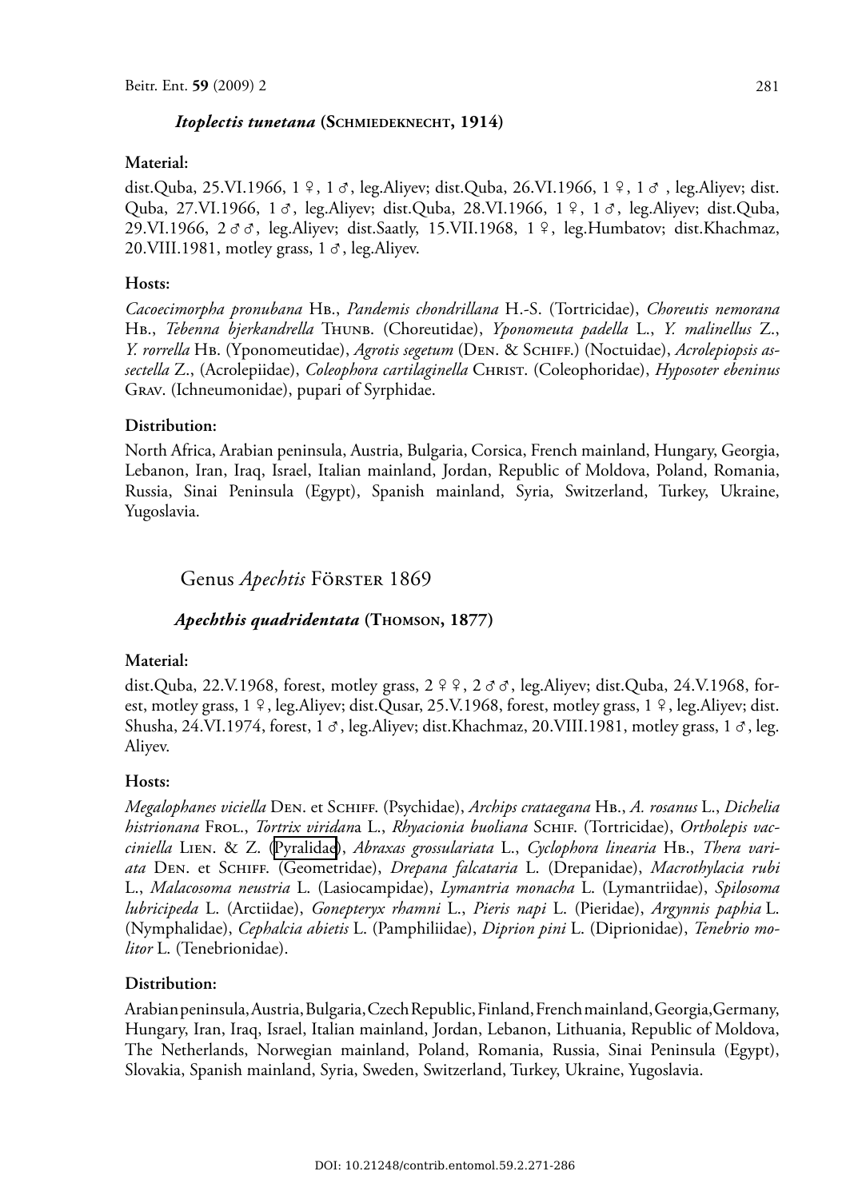### *Itoplectis tunetana* (Schmiedeknecht, 1914)

**Material:**

dist.Quba, 25.VI.1966, 1 ♀, 1 ♂, leg.Aliyev; dist.Quba, 26.VI.1966, 1 ♀, 1 ♂ , leg.Aliyev; dist. Quba, 27.VI.1966, 1 ♂, leg.Aliyev; dist.Quba, 28.VI.1966, 1 ♀, 1 ♂, leg.Aliyev; dist.Quba, 29.VI.1966, 2 ♂♂, leg.Aliyev; dist.Saatly, 15.VII.1968, 1 ♀, leg.Humbatov; dist.Khachmaz, 20.VIII.1981, motley grass, 1 ♂, leg.Aliyev.

**Hosts:**

*Cacoecimorpha pronubana* Hb., *Pandemis chondrillana* H.-S. (Tortricidae), *Choreutis nemorana* Hb., *Tebenna bjerkandrella* Thunb. (Choreutidae), *Yponomeuta padella* L., *Y. malinellus* Z., *Y. rorrella* Hb. (Yponomeutidae), *Agrotis segetum* (Den. & Schiff.) (Noctuidae), *Acrolepiopsis assectella* Z., (Acrolepiidae), *Coleophora cartilaginella* Christ. (Coleophoridae), *Hyposoter ebeninus* Grav. (Ichneumonidae), pupari of Syrphidae.

**Distribution:**

North Africa, Arabian peninsula, Austria, Bulgaria, Corsica, French mainland, Hungary, Georgia, Lebanon, Iran, Iraq, Israel, Italian mainland, Jordan, Republic of Moldova, Poland, Romania, Russia, Sinai Peninsula (Egypt), Spanish mainland, Syria, Switzerland, Turkey, Ukraine, Yugoslavia.

## Genus *Apechtis* Förster 1869

### *Apechthis quadridentata* (Thomson, 1877)

**Material:**

dist.Quba, 22.V.1968, forest, motley grass, 2 ♀♀, 2 ♂♂, leg.Aliyev; dist.Quba, 24.V.1968, forest, motley grass, 1 ♀, leg.Aliyev; dist.Qusar, 25.V.1968, forest, motley grass, 1 ♀, leg.Aliyev; dist. Shusha, 24.VI.1974, forest, 1 ♂, leg.Aliyev; dist.Khachmaz, 20.VIII.1981, motley grass, 1 ♂, leg. Aliyev.

**Hosts:**

*Megalophanes viciella* Den. et Schiff. (Psychidae), *Archips crataegana* Hb., *A. rosanus* L., *Dichelia histrionana* Frol., *Tortrix viridan*a L., *Rhyacionia buoliana* Schif. (Tortricidae), *Ortholepis vacciniella* Lien. & Z. (Pyralidae), *Abraxas grossulariata* L., *Cyclophora linearia* Hb., *Thera variata* Den. et Schiff. (Geometridae), *Drepana falcataria* L. (Drepanidae), *Macrothylacia rubi* L., *Malacosoma neustria* L. (Lasiocampidae), *Lymantria monacha* L. (Lymantriidae), *Spilosoma lubricipeda* L. (Arctiidae), *Gonepteryx rhamni* L., *Pieris napi* L. (Pieridae), *Argynnis paphia* L. (Nymphalidae), *Cephalcia abietis* L. (Pamphiliidae), *Diprion pini* L. (Diprionidae), *Tenebrio molitor* L. (Tenebrionidae).

**Distribution:**

Arabian peninsula, Austria, Bulgaria, Czech Republic, Finland, French mainland, Georgia, Germany, Hungary, Iran, Iraq, Israel, Italian mainland, Jordan, Lebanon, Lithuania, Republic of Moldova, The Netherlands, Norwegian mainland, Poland, Romania, Russia, Sinai Peninsula (Egypt), Slovakia, Spanish mainland, Syria, Sweden, Switzerland, Turkey, Ukraine, Yugoslavia.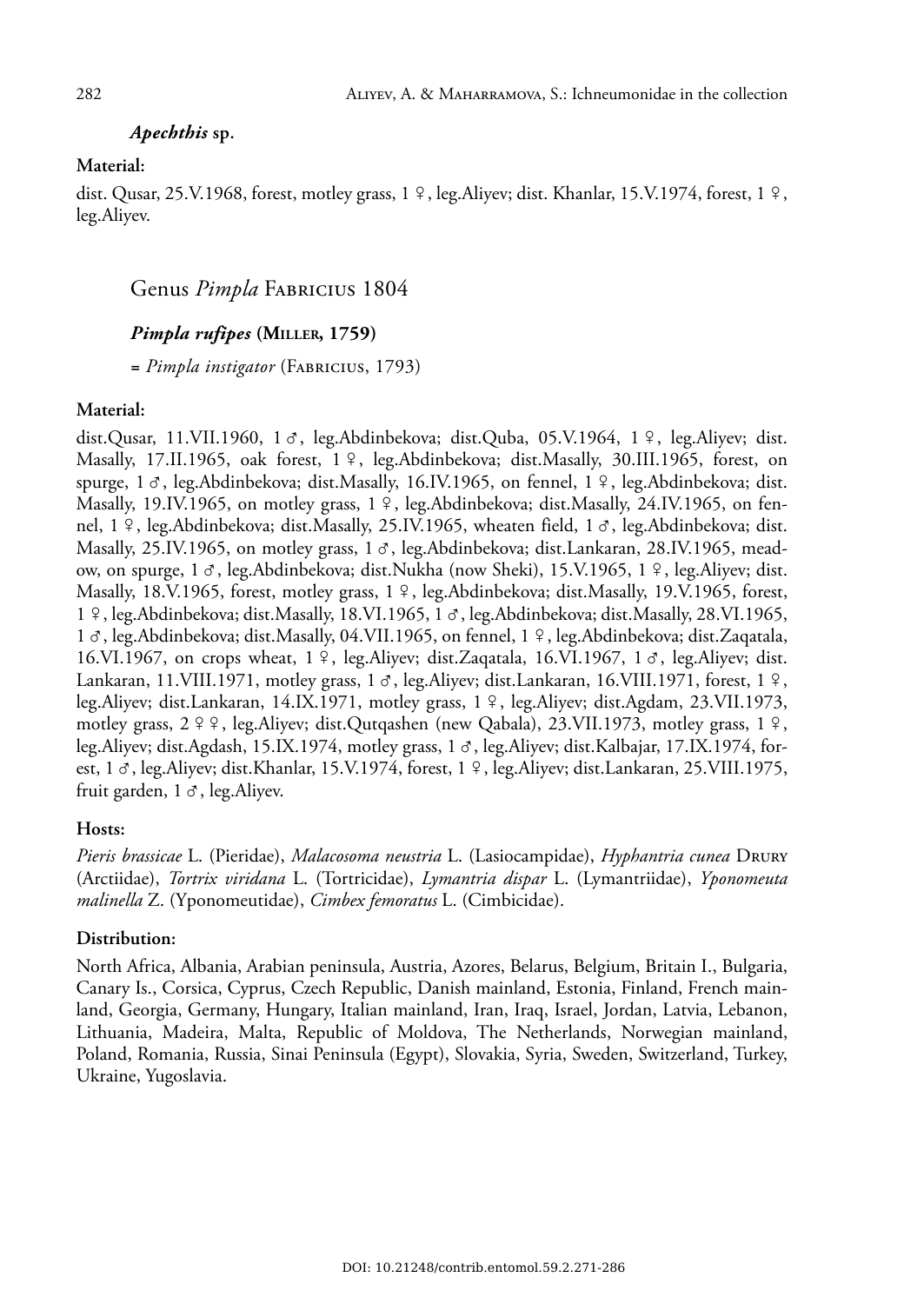### *Apechthis* sp.

**Material:**

dist. Qusar, 25.V.1968, forest, motley grass, 1 ♀, leg.Aliyev; dist. Khanlar, 15.V.1974, forest, 1 ♀, leg.Aliyev.

## Genus *Pimpla* Fabricius 1804

### *Pimpla rufipes* (Miller, 1759)

= *Pimpla instigator* (Fabricius, 1793)

**Material:**

dist.Qusar, 11.VII.1960, 1 ♂, leg.Abdinbekova; dist.Quba, 05.V.1964, 1 ♀, leg.Aliyev; dist. Masally, 17.II.1965, oak forest, 1 ♀, leg.Abdinbekova; dist.Masally, 30.III.1965, forest, on spurge, 1 ♂, leg.Abdinbekova; dist.Masally, 16.IV.1965, on fennel, 1 ♀, leg.Abdinbekova; dist. Masally, 19.IV.1965, on motley grass, 1 ♀, leg.Abdinbekova; dist.Masally, 24.IV.1965, on fennel, 1 ♀, leg.Abdinbekova; dist.Masally, 25.IV.1965, wheaten field, 1 ♂, leg.Abdinbekova; dist. Masally, 25.IV.1965, on motley grass, 1 ♂, leg.Abdinbekova; dist.Lankaran, 28.IV.1965, meadow, on spurge, 1 ♂, leg.Abdinbekova; dist.Nukha (now Sheki), 15.V.1965, 1 ♀, leg.Aliyev; dist. Masally, 18.V.1965, forest, motley grass, 1 ♀, leg.Abdinbekova; dist.Masally, 19.V.1965, forest, 1 ♀, leg.Abdinbekova; dist.Masally, 18.VI.1965, 1 ♂, leg.Abdinbekova; dist.Masally, 28.VI.1965, 1 ♂, leg.Abdinbekova; dist.Masally, 04.VII.1965, on fennel, 1 ♀, leg.Abdinbekova; dist.Zaqatala, 16.VI.1967, on crops wheat, 1 ♀, leg.Aliyev; dist.Zaqatala, 16.VI.1967, 1 ♂, leg.Aliyev; dist. Lankaran, 11.VIII.1971, motley grass, 1 ♂, leg.Aliyev; dist.Lankaran, 16.VIII.1971, forest, 1 ♀, leg.Aliyev; dist.Lankaran, 14.IX.1971, motley grass, 1 ♀, leg.Aliyev; dist.Agdam, 23.VII.1973, motley grass, 2 ♀♀, leg.Aliyev; dist.Qutqashen (new Qabala), 23.VII.1973, motley grass, 1 ♀, leg.Aliyev; dist.Agdash, 15.IX.1974, motley grass, 1 ♂, leg.Aliyev; dist.Kalbajar, 17.IX.1974, forest, 1 ♂, leg.Aliyev; dist.Khanlar, 15.V.1974, forest, 1 ♀, leg.Aliyev; dist.Lankaran, 25.VIII.1975, fruit garden, 1 ♂, leg.Aliyev.

**Hosts:**

*Pieris brassicae* L. (Pieridae), *Malacosoma neustria* L. (Lasiocampidae), *Hyphantria cunea* Drury (Arctiidae), *Tortrix viridana* L. (Tortricidae), *Lymantria dispar* L. (Lymantriidae), *Yponomeuta malinella* Z. (Yponomeutidae), *Cimbex femoratus* L. (Cimbicidae).

**Distribution:**

North Africa, Albania, Arabian peninsula, Austria, Azores, Belarus, Belgium, Britain I., Bulgaria, Canary Is., Corsica, Cyprus, Czech Republic, Danish mainland, Estonia, Finland, French mainland, Georgia, Germany, Hungary, Italian mainland, Iran, Iraq, Israel, Jordan, Latvia, Lebanon, Lithuania, Madeira, Malta, Republic of Moldova, The Netherlands, Norwegian mainland, Poland, Romania, Russia, Sinai Peninsula (Egypt), Slovakia, Syria, Sweden, Switzerland, Turkey, Ukraine, Yugoslavia.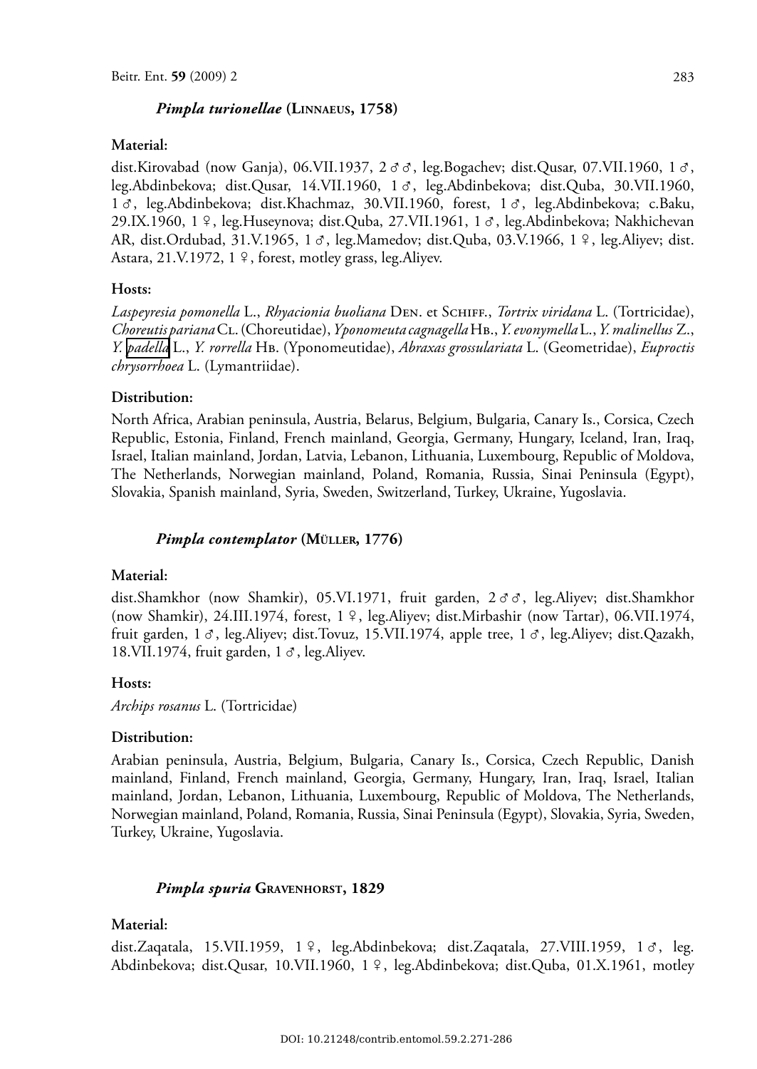### *Pimpla turionellae* (Linnaeus, 1758)

**Material:**

dist.Kirovabad (now Ganja), 06.VII.1937, 2 ♂♂, leg.Bogachev; dist.Qusar, 07.VII.1960, 1 ♂, leg.Abdinbekova; dist.Qusar, 14.VII.1960, 1 ♂, leg.Abdinbekova; dist.Quba, 30.VII.1960, 1 ♂, leg.Abdinbekova; dist.Khachmaz, 30.VII.1960, forest, 1 ♂, leg.Abdinbekova; c.Baku, 29.IX.1960, 1 ♀, leg.Huseynova; dist.Quba, 27.VII.1961, 1 ♂, leg.Abdinbekova; Nakhichevan AR, dist.Ordubad, 31.V.1965, 1 ♂, leg.Mamedov; dist.Quba, 03.V.1966, 1 ♀, leg.Aliyev; dist. Astara, 21.V.1972, 1 ♀, forest, motley grass, leg.Aliyev.

**Hosts:**

*Laspeyresia pomonella* L., *Rhyacionia buoliana* Den. et Schiff., *Tortrix viridana* L. (Tortricidae), *Choreutis pariana* Cl. (Choreutidae), *Yponomeuta cagnagella* Hb., *Y. evonymella* L., *Y. malinellus* Z., *Y. padella* L., *Y. rorrella* Hb. (Yponomeutidae), *Abraxas grossulariata* L. (Geometridae), *Euproctis chrysorrhoea* L. (Lymantriidae).

**Distribution:**

North Africa, Arabian peninsula, Austria, Belarus, Belgium, Bulgaria, Canary Is., Corsica, Czech Republic, Estonia, Finland, French mainland, Georgia, Germany, Hungary, Iceland, Iran, Iraq, Israel, Italian mainland, Jordan, Latvia, Lebanon, Lithuania, Luxembourg, Republic of Moldova, The Netherlands, Norwegian mainland, Poland, Romania, Russia, Sinai Peninsula (Egypt), Slovakia, Spanish mainland, Syria, Sweden, Switzerland, Turkey, Ukraine, Yugoslavia.

### *Pimpla contemplator* (Müller, 1776)

**Material:**

dist.Shamkhor (now Shamkir), 05.VI.1971, fruit garden, 2 ♂♂, leg.Aliyev; dist.Shamkhor (now Shamkir), 24.III.1974, forest, 1 ♀, leg.Aliyev; dist.Mirbashir (now Tartar), 06.VII.1974, fruit garden, 1 ♂, leg.Aliyev; dist.Tovuz, 15.VII.1974, apple tree, 1 ♂, leg.Aliyev; dist.Qazakh, 18.VII.1974, fruit garden, 1 ♂, leg.Aliyev.

**Hosts:**

*Archips rosanus* L. (Tortricidae)

**Distribution:**

Arabian peninsula, Austria, Belgium, Bulgaria, Canary Is., Corsica, Czech Republic, Danish mainland, Finland, French mainland, Georgia, Germany, Hungary, Iran, Iraq, Israel, Italian mainland, Jordan, Lebanon, Lithuania, Luxembourg, Republic of Moldova, The Netherlands, Norwegian mainland, Poland, Romania, Russia, Sinai Peninsula (Egypt), Slovakia, Syria, Sweden, Turkey, Ukraine, Yugoslavia.

### *Pimpla spuria* Gravenhorst, 1829

**Material:**

dist.Zaqatala, 15.VII.1959, 1 ♀, leg.Abdinbekova; dist.Zaqatala, 27.VIII.1959, 1 ♂, leg. Abdinbekova; dist.Qusar, 10.VII.1960, 1 ♀, leg.Abdinbekova; dist.Quba, 01.X.1961, motley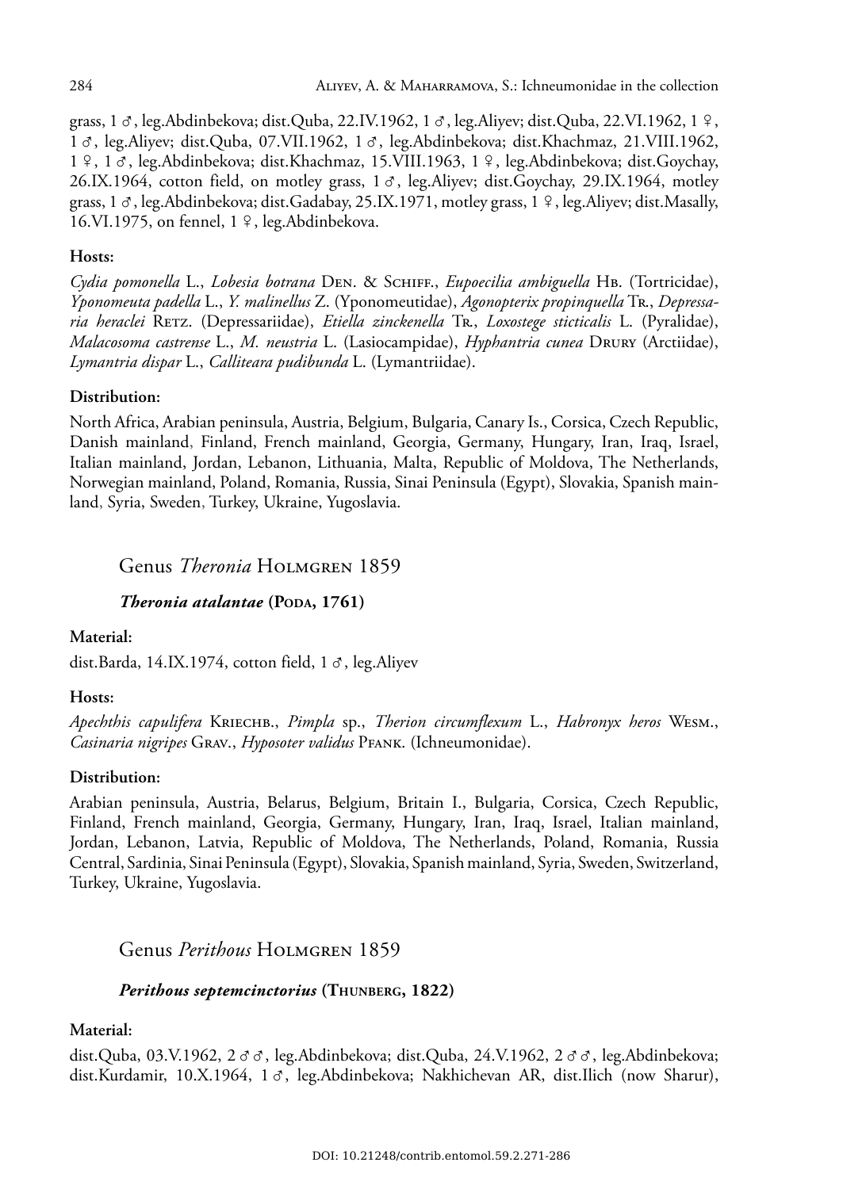grass, 1 ♂, leg.Abdinbekova; dist.Quba, 22.IV.1962, 1 ♂, leg.Aliyev; dist.Quba, 22.VI.1962, 1 ♀, 1 ♂, leg.Aliyev; dist.Quba, 07.VII.1962, 1 ♂, leg.Abdinbekova; dist.Khachmaz, 21.VIII.1962, 1 ♀, 1 ♂, leg.Abdinbekova; dist.Khachmaz, 15.VIII.1963, 1 ♀, leg.Abdinbekova; dist.Goychay, 26.IX.1964, cotton field, on motley grass, 1 ♂, leg.Aliyev; dist.Goychay, 29.IX.1964, motley grass, 1 ♂, leg.Abdinbekova; dist.Gadabay, 25.IX.1971, motley grass, 1 ♀, leg.Aliyev; dist.Masally, 16.VI.1975, on fennel, 1 ♀, leg.Abdinbekova.

**Hosts:**

*Cydia pomonella* L., *Lobesia botrana* Den. & Schiff., *Eupoecilia ambiguella* Hb. (Tortricidae), *Yponomeuta padella* L., *Y. malinellus* Z. (Yponomeutidae), *Agonopterix propinquella* Tr., *Depressaria heraclei* Retz. (Depressariidae), *Etiella zinckenella* Tr., *Loxostege sticticalis* L. (Pyralidae), *Malacosoma castrense* L., *M. neustria* L. (Lasiocampidae), *Hyphantria cunea* Drury (Arctiidae), *Lymantria dispar* L., *Calliteara pudibunda* L. (Lymantriidae).

**Distribution:**

North Africa, Arabian peninsula, Austria, Belgium, Bulgaria, Canary Is., Corsica, Czech Republic, Danish mainland, Finland, French mainland, Georgia, Germany, Hungary, Iran, Iraq, Israel, Italian mainland, Jordan, Lebanon, Lithuania, Malta, Republic of Moldova, The Netherlands, Norwegian mainland, Poland, Romania, Russia, Sinai Peninsula (Egypt), Slovakia, Spanish mainland, Syria, Sweden, Turkey, Ukraine, Yugoslavia.

## Genus *Theronia* Holmgren 1859

### *Theronia atalantae* (Poda, 1761)

**Material:**

dist.Barda, 14.IX.1974, cotton field, 1 ♂, leg.Aliyev

**Hosts:**

*Apechthis capulifera* Kriechb., *Pimpla* sp., *Therion circumflexum* L., *Habronyx heros* Wesm., *Casinaria nigripes* Grav., *Hyposoter validus* Pfank. (Ichneumonidae).

**Distribution:**

Arabian peninsula, Austria, Belarus, Belgium, Britain I., Bulgaria, Corsica, Czech Republic, Finland, French mainland, Georgia, Germany, Hungary, Iran, Iraq, Israel, Italian mainland, Jordan, Lebanon, Latvia, Republic of Moldova, The Netherlands, Poland, Romania, Russia Central, Sardinia, Sinai Peninsula (Egypt), Slovakia, Spanish mainland, Syria, Sweden, Switzerland, Turkey, Ukraine, Yugoslavia.

## Genus *Perithous* Holmgren 1859

### *Perithous septemcinctorius* (Thunberg, 1822)

**Material:**

dist.Quba, 03.V.1962, 2 ♂♂, leg.Abdinbekova; dist.Quba, 24.V.1962, 2 ♂♂, leg.Abdinbekova; dist.Kurdamir, 10.X.1964, 1 ♂, leg.Abdinbekova; Nakhichevan AR, dist.Ilich (now Sharur),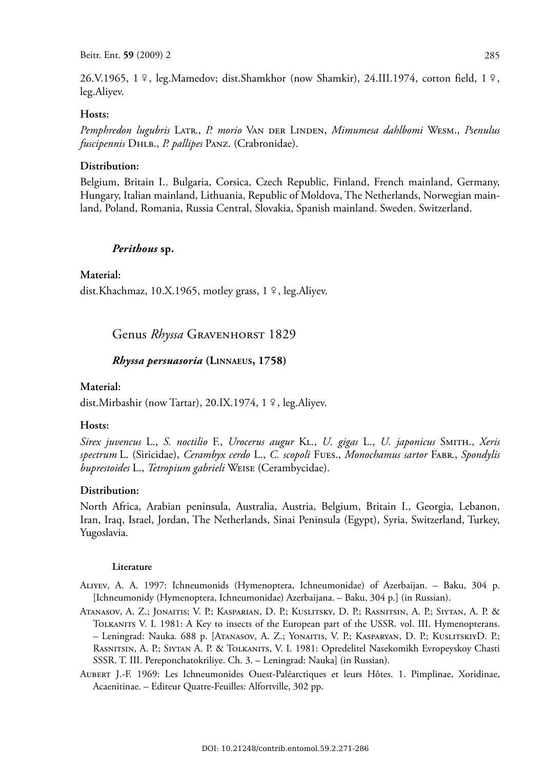26.V.1965, 1 ♀, leg.Mamedov; dist.Shamkhor (now Shamkir), 24.III.1974, cotton field, 1 ♀, leg.Aliyev.

**Hosts:**

*Pemphredon lugubris* Latr., *P. morio* Van der Linden, *Mimumesa dahlbomi* Wesm., *Psenulus fuscipennis* Dhlb., *P. pallipes* Panz. (Crabronidae).

**Distribution:**

Belgium, Britain I., Bulgaria, Corsica, Czech Republic, Finland, French mainland, Germany, Hungary, Italian mainland, Lithuania, Republic of Moldova, The Netherlands, Norwegian mainland, Poland, Romania, Russia Central, Slovakia, Spanish mainland, Sweden, Switzerland.

### *Perithous* sp.

**Material:**

dist.Khachmaz, 10.X.1965, motley grass, 1 ♀, leg.Aliyev.

## Genus *Rhyssa* Gravenhorst 1829

### *Rhyssa persuasoria* (Linnaeus, 1758)

**Material:**

dist.Mirbashir (now Tartar), 20.IX.1974, 1 ♀, leg.Aliyev.

**Hosts:**

*Sirex juvencus* L., *S. noctilio* F., *Urocerus augur* Kl., *U. gigas* L., *U. japonicus* Smith., *Xeris spectrum* L. (Siricidae), *Cerambyx cerdo* L., *C. scopoli* Fues., *Monochamus sartor* Fabr., *Spondylis buprestoides* L., *Tetropium gabrieli* Weise (Cerambycidae).

**Distribution:**

North Africa, Arabian peninsula, Australia, Austria, Belgium, Britain I., Georgia, Lebanon, Iran, Iraq, Israel, Jordan, The Netherlands, Sinai Peninsula (Egypt), Syria, Switzerland, Turkey, Yugoslavia.

#### Literature

Aliyev, A. A. 1997: Ichneumonids (Hymenoptera, Ichneumonidae) of Azerbaijan. – Baku, 304 p. [Ichneumonidy (Hymenoptera, Ichneumonidae) Azerbaijana. – Baku, 304 p.] (in Russian).

Atanasov, A. Z.; Jonaitis; V. P.; Kasparian, D. P.; Kuslitsky, D. P.; Rasnitsin, A. P.; Siytan, A. P. & Tolkanits V. I. 1981: A Key to insects of the European part of the USSR. vol. III. Hymenopterans. – Leningrad: Nauka. 688 p. [Atanasov, A. Z.; Yonaitis, V. P.; Kasparyan, D. P.; KuslitskiyD. P.; Rasnitsin, A. P.; Siytan A. P. & Tolkanits, V. I. 1981: Opredelitel Nasekomikh Evropeyskoy Chasti SSSR. T. III. Pereponchatokriliye. Ch. 3. – Leningrad: Nauka] (in Russian).

Aubert J.-F. 1969: Les Ichneumonides Ouest-Paléarctiques et leurs Hôtes. 1. Pimplinae, Xoridinae, Acaenitinae. – Editeur Quatre-Feuilles: Alfortville, 302 pp.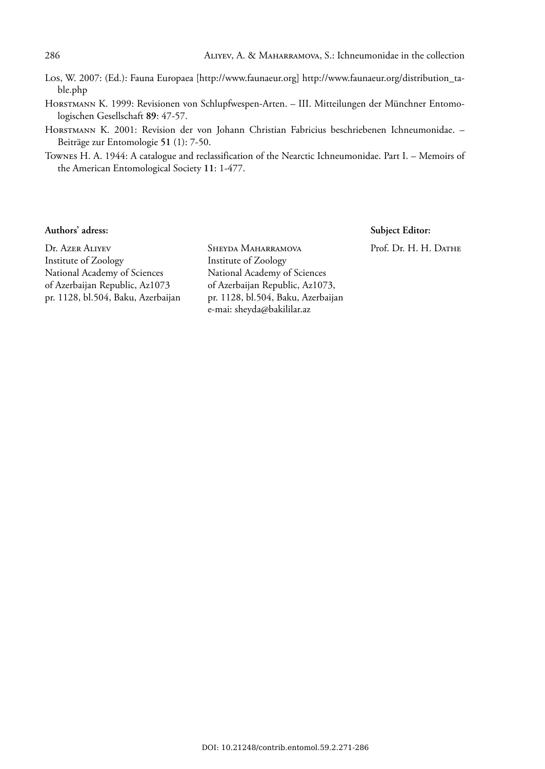Los, W. 2007: (Ed.): Fauna Europaea [http://www.faunaeur.org] http://www.faunaeur.org/distribution_table.php

Horstmann K. 1999: Revisionen von Schlupfwespen-Arten. – III. Mitteilungen der Münchner Entomologischen Gesellschaft **89**: 47-57.

Horstmann K. 2001: Revision der von Johann Christian Fabricius beschriebenen Ichneumonidae. – Beiträge zur Entomologie **51** (1): 7-50.

Townes H. A. 1944: A catalogue and reclassification of the Nearctic Ichneumonidae. Part I. – Memoirs of the American Entomological Society **11**: 1-477.

**Authors' adress:**

Dr. Azer Aliyev
Institute of Zoology
National Academy of Sciences
of Azerbaijan Republic, Az1073
pr. 1128, bl.504, Baku, Azerbaijan

Sheyda Maharramova
Institute of Zoology
National Academy of Sciences
of Azerbaijan Republic, Az1073,
pr. 1128, bl.504, Baku, Azerbaijan
e-mai: sheyda@bakililar.az

**Subject Editor:**

Prof. Dr. H. H. Dathe

DOI: 10.21248/contrib.entomol.59.2.271-286